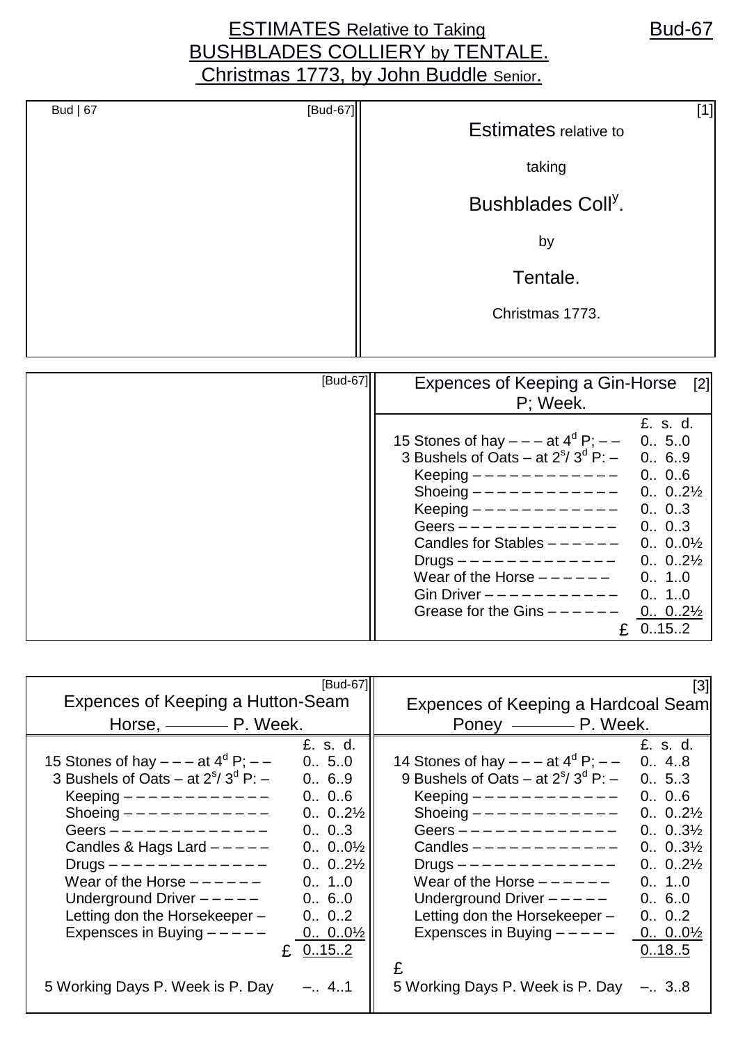# ESTIMATES Relative to Taking BUSHBLADES COLLIERY by TENTALE. Christmas 1773, by John Buddle Senior.

Bud-67

Bud | 67 [Bud-67]

[1]

Estimates relative to

taking

Bushblades Coll$^{y}$.

by

Tentale.

Christmas 1773.

[Bud-67]

## Expences of Keeping a Gin-Horse P; Week. [2]

| | £. s. d. |
|---|---|
| 15 Stones of hay – – – at 4$^{d}$ P; – – | 0.. 5..0 |
| 3 Bushels of Oats – at 2$^{s}$/ 3$^{d}$ P: – | 0.. 6..9 |
| Keeping – – – – – – – – – – – – – | 0.. 0..6 |
| Shoeing – – – – – – – – – – – – – | 0.. 0..2½ |
| Keeping – – – – – – – – – – – – – | 0.. 0..3 |
| Geers – – – – – – – – – – – – – – | 0.. 0..3 |
| Candles for Stables – – – – – – – | 0.. 0..0½ |
| Drugs – – – – – – – – – – – – – – | 0.. 0..2½ |
| Wear of the Horse – – – – – – – | 0.. 1..0 |
| Gin Driver – – – – – – – – – – – – | 0.. 1..0 |
| Grease for the Gins – – – – – – – | 0.. 0..2½ |
| £ | 0..15..2 |

[Bud-67]

## Expences of Keeping a Hutton-Seam Horse, ——— P. Week.

| | £. s. d. |
|---|---|
| 15 Stones of hay – – – at 4$^{d}$ P; – – | 0.. 5..0 |
| 3 Bushels of Oats – at 2$^{s}$/ 3$^{d}$ P: – | 0.. 6..9 |
| Keeping – – – – – – – – – – – – – | 0.. 0..6 |
| Shoeing – – – – – – – – – – – – – | 0.. 0..2½ |
| Geers – – – – – – – – – – – – – – | 0.. 0..3 |
| Candles & Hags Lard – – – – – | 0.. 0..0½ |
| Drugs – – – – – – – – – – – – – – | 0.. 0..2½ |
| Wear of the Horse – – – – – – | 0.. 1..0 |
| Underground Driver – – – – – | 0.. 6..0 |
| Letting don the Horsekeeper – | 0.. 0..2 |
| Expensces in Buying – – – – – | 0.. 0..0½ |
| £ | 0..15..2 |
| 5 Working Days P. Week is P. Day | –.. 4..1 |

[3]

## Expences of Keeping a Hardcoal Seam Poney ——— P. Week.

| | £. s. d. |
|---|---|
| 14 Stones of hay – – – at 4$^{d}$ P; – – | 0.. 4..8 |
| 9 Bushels of Oats – at 2$^{s}$/ 3$^{d}$ P: – | 0.. 5..3 |
| Keeping – – – – – – – – – – – – – | 0.. 0..6 |
| Shoeing – – – – – – – – – – – – – | 0.. 0..2½ |
| Geers – – – – – – – – – – – – – – | 0.. 0..3½ |
| Candles – – – – – – – – – – – – – | 0.. 0..3½ |
| Drugs – – – – – – – – – – – – – – | 0.. 0..2½ |
| Wear of the Horse – – – – – – | 0.. 1..0 |
| Underground Driver – – – – – | 0.. 6..0 |
| Letting don the Horsekeeper – | 0.. 0..2 |
| Expensces in Buying – – – – – | 0.. 0..0½ |
| £ | 0..18..5 |
| 5 Working Days P. Week is P. Day | –.. 3..8 |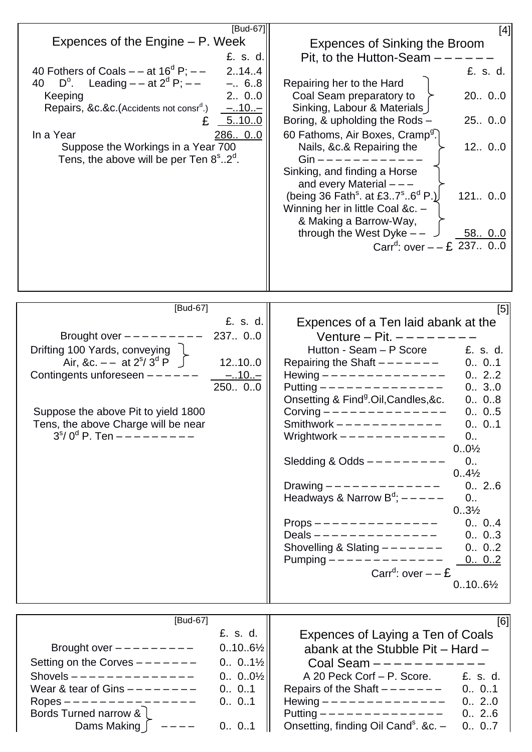## Expences of the Engine – P. Week

| | £. s. d. |
|---|---|
| 40 Fothers of Coals – – at 16$^{d}$ P; – – | 2..14..4 |
| 40 D$^{o}$. Leading – – at 2$^{d}$ P; – – | –.. 6..8 |
| Keeping | 2.. 0..0 |
| Repairs, &c.&c.(Accidents not consr$^{d}$.) | –..10..– |
| £ | 5..10..0 |
| In a Year | 286.. 0..0 |

Suppose the Workings in a Year 700 Tens, the above will be per Ten 8$^{s}$..2$^{d}$.

## Expences of Sinking the Broom Pit, to the Hutton-Seam – – – – – –

| | £. s. d. |
|---|---|
| Repairing her to the Hard Coal Seam preparatory to Sinking, Labour & Materials | 20.. 0..0 |
| Boring, & upholding the Rods – | 25.. 0..0 |
| 60 Fathoms, Air Boxes, Cramp$^{g}$. Nails, &c.& Repairing the Gin – – – – – – – – – – – – | 12.. 0..0 |
| Sinking, and finding a Horse and every Material – – – (being 36 Fath$^{s}$. at £3..7$^{s}$..6$^{d}$ P.) | 121.. 0..0 |
| Winning her in little Coal &c. – & Making a Barrow-Way, through the West Dyke – – | 58.. 0..0 |
| Carr$^{d}$: over – – £ | 237.. 0..0 |

| | £. s. d. |
|---|---|
| Brought over – – – – – – – – – | 237.. 0..0 |
| Drifting 100 Yards, conveying Air, &c. – – at 2$^{s}$/ 3$^{d}$ P | 12..10..0 |
| Contingents unforeseen – – – – – – | –..10..– |
| | 250.. 0..0 |

Suppose the above Pit to yield 1800 Tens, the above Charge will be near 3$^{s}$/ 0$^{d}$ P. Ten – – – – – – – – –

## Expences of a Ten laid abank at the Venture – Pit. – – – – – – – –

| Hutton - Seam – P Score | £. s. d. |
|---|---|
| Repairing the Shaft – – – – – – – | 0.. 0..1 |
| Hewing – – – – – – – – – – – – – – | 0.. 2..2 |
| Putting – – – – – – – – – – – – – – | 0.. 3..0 |
| Onsetting & Find$^{g}$.Oil,Candles,&c. | 0.. 0..8 |
| Corving – – – – – – – – – – – – – – | 0.. 0..5 |
| Smithwork – – – – – – – – – – – – | 0.. 0..1 |
| Wrightwork – – – – – – – – – – – – | 0.. 0..0½ |
| Sledding & Odds – – – – – – – – – | 0.. 0..4½ |
| Drawing – – – – – – – – – – – – – | 0.. 2..6 |
| Headways & Narrow B$^{d}$; – – – – – | 0.. 0..3½ |
| Props – – – – – – – – – – – – – – | 0.. 0..4 |
| Deals – – – – – – – – – – – – – – | 0.. 0..3 |
| Shovelling & Slating – – – – – – – | 0.. 0..2 |
| Pumping – – – – – – – – – – – – – | 0.. 0..2 |
| Carr$^{d}$: over – – £ | 0..10..6½ |

| | £. s. d. |
|---|---|
| Brought over – – – – – – – – – | 0..10..6½ |
| Setting on the Corves – – – – – – – | 0.. 0..1½ |
| Shovels – – – – – – – – – – – – – – | 0.. 0..0½ |
| Wear & tear of Gins – – – – – – – – | 0.. 0..1 |
| Ropes – – – – – – – – – – – – – – – | 0.. 0..1 |
| Bords Turned narrow & Dams Making – – – – | 0.. 0..1 |

## Expences of Laying a Ten of Coals abank at the Stubble Pit – Hard – Coal Seam – – – – – – – – – – –

| A 20 Peck Corf – P. Score. | £. s. d. |
|---|---|
| Repairs of the Shaft – – – – – – – | 0.. 0..1 |
| Hewing – – – – – – – – – – – – – – | 0.. 2..0 |
| Putting – – – – – – – – – – – – – – | 0.. 2..6 |
| Onsetting, finding Oil Cand$^{s}$. &c. – | 0.. 0..7 |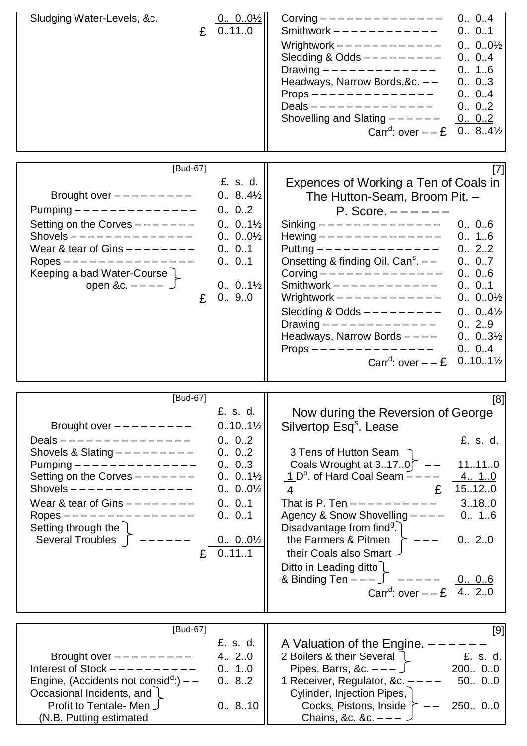| | |
|---|---|
| Sludging Water-Levels, &c. | 0.. 0..0½ |
| £ | 0..11..0 |

| | |
|---|---|
| Corving – – – – – – – – – – – – – – | 0.. 0..4 |
| Smithwork – – – – – – – – – – – – | 0.. 0..1 |
| Wrightwork – – – – – – – – – – – – | 0.. 0..0½ |
| Sledding & Odds – – – – – – – – – – | 0.. 0..4 |
| Drawing – – – – – – – – – – – – – | 0.. 1..6 |
| Headways, Narrow Bords,&c. – – | 0.. 0..3 |
| Props – – – – – – – – – – – – – – – | 0.. 0..4 |
| Deals – – – – – – – – – – – – – – – | 0.. 0..2 |
| Shovelling and Slating – – – – – – | 0.. 0..2 |
| Carr[d]: over – – £ | 0.. 8..4½ |

[Bud-67]

| | £. s. d. |
|---|---|
| Brought over – – – – – – – – – – | 0.. 8..4½ |
| Pumping – – – – – – – – – – – – – – | 0.. 0..2 |
| Setting on the Corves – – – – – – – | 0.. 0..1½ |
| Shovels – – – – – – – – – – – – – – – | 0.. 0..0½ |
| Wear & tear of Gins – – – – – – – – – | 0.. 0..1 |
| Ropes – – – – – – – – – – – – – – – – | 0.. 0..1 |
| Keeping a bad Water-Course open &c. – – – – | 0.. 0..1½ |
| £ | 0.. 9..0 |

## Expences of Working a Ten of Coals in The Hutton-Seam, Broom Pit. – P. Score. – – – – – –

| | |
|---|---|
| Sinking – – – – – – – – – – – – – – | 0.. 0..6 |
| Hewing – – – – – – – – – – – – – – – | 0.. 1..6 |
| Putting – – – – – – – – – – – – – – – | 0.. 2..2 |
| Onsetting & finding Oil, Can[s]. – – | 0.. 0..7 |
| Corving – – – – – – – – – – – – – – | 0.. 0..6 |
| Smithwork – – – – – – – – – – – – | 0.. 0..1 |
| Wrightwork – – – – – – – – – – – – | 0.. 0..0½ |
| Sledding & Odds – – – – – – – – – – | 0.. 0..4½ |
| Drawing – – – – – – – – – – – – – | 0.. 2..9 |
| Headways, Narrow Bords – – – – | 0.. 0..3½ |
| Props – – – – – – – – – – – – – – – | 0.. 0..4 |
| Carr[d]: over – – £ | 0..10..1½ |

[Bud-67]

| | £. s. d. |
|---|---|
| Brought over – – – – – – – – – – | 0..10..1½ |
| Deals – – – – – – – – – – – – – – – – | 0.. 0..2 |
| Shovels & Slating – – – – – – – – – – | 0.. 0..2 |
| Pumping – – – – – – – – – – – – – – | 0.. 0..3 |
| Setting on the Corves – – – – – – – | 0.. 0..1½ |
| Shovels – – – – – – – – – – – – – – – | 0.. 0..0½ |
| Wear & tear of Gins – – – – – – – – – | 0.. 0..1 |
| Ropes – – – – – – – – – – – – – – – – | 0.. 0..1 |
| Setting through the Several Troubles – – – – – – | 0.. 0..0½ |
| £ | 0..11..1 |

## Now during the Reversion of George Silvertop Esq[s]. Lease

| | £. s. d. |
|---|---|
| 3 Tens of Hutton Seam Coals Wrought at 3..17..0 – – | 11..11..0 |
| 1 D[o]. of Hard Coal Seam – – – – | 4.. 1..0 |
| 4 £ | 15..12..0 |
| That is P. Ten – – – – – – – – – – – | 3..18..0 |
| Agency & Snow Shovelling – – – – | 0.. 1..6 |
| Disadvantage from find[g]. the Farmers & Pitmen their Coals also Smart – – – | 0.. 2..0 |
| Ditto in Leading ditto & Binding Ten – – – – – – – – | 0.. 0..6 |
| Carr[d]: over – – £ | 4.. 2..0 |

[Bud-67]

| | £. s. d. |
|---|---|
| Brought over – – – – – – – – – – | 4.. 2..0 |
| Interest of Stock – – – – – – – – – – – | 0.. 1..0 |
| Engine, (Accidents not consid[d]:) – – | 0.. 8..2 |
| Occasional Incidents, and Profit to Tentale- Men | 0.. 8..10 |
| (N.B. Putting estimated | |

## A Valuation of the Engine. – – – – – –

| | £. s. d. |
|---|---|
| 2 Boilers & their Several Pipes, Barrs, &c. – – – | 200.. 0..0 |
| 1 Receiver, Regulator, &c. – – – – | 50.. 0..0 |
| Cylinder, Injection Pipes, Cocks, Pistons, Inside Chains, &c. &c. – – – – – | 250.. 0..0 |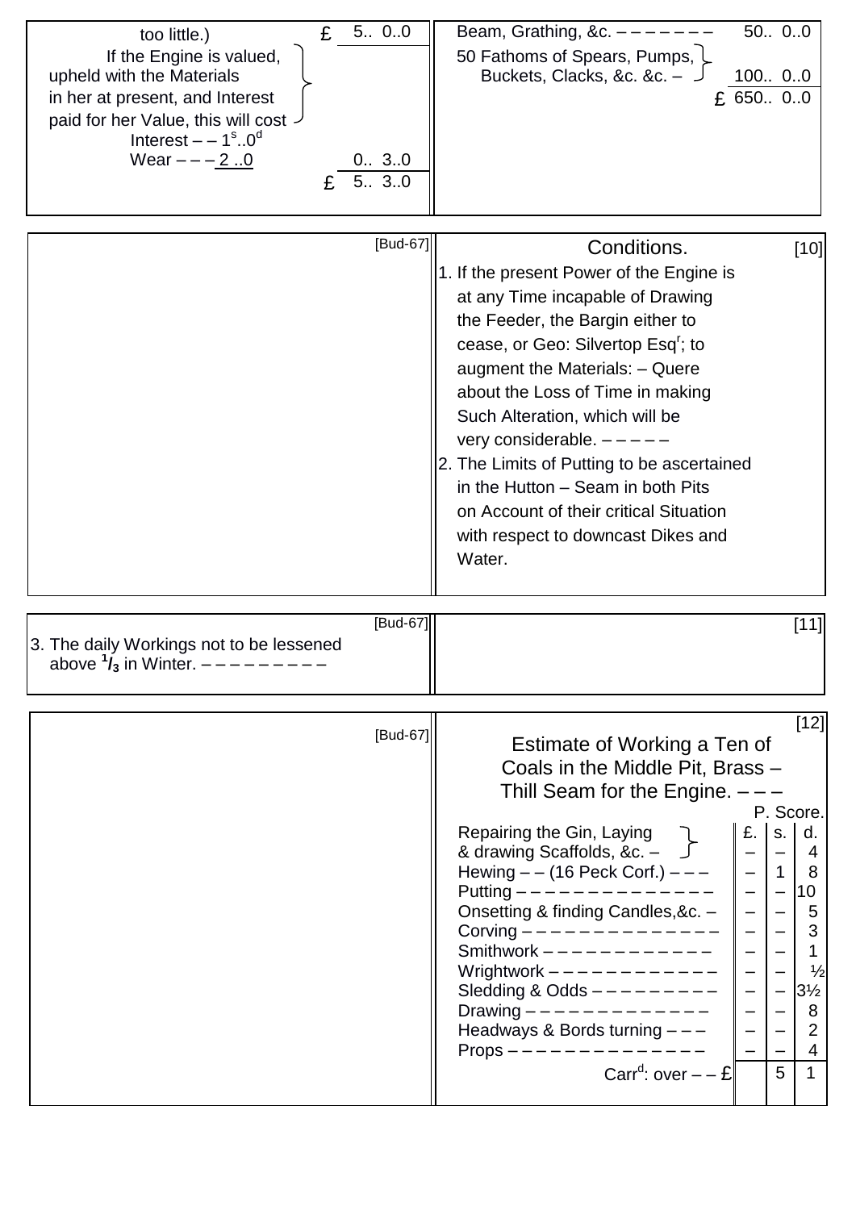too little.) £ 5.. 0..0

If the Engine is valued, upheld with the Materials in her at present, and Interest paid for her Value, this will cost

Interest – – $1^s..0^d$

Wear – – – 2 ..0 — 0.. 3..0

£ 5.. 3..0

Beam, Grathing, &c. – – – – – – – – 50.. 0..0

50 Fathoms of Spears, Pumps, Buckets, Clacks, &c. &c. – 100.. 0..0

£ 650.. 0..0

[Bud-67]

## Conditions. [10]

1. If the present Power of the Engine is at any Time incapable of Drawing the Feeder, the Bargin either to cease, or Geo: Silvertop Esq[r]; to augment the Materials: – Quere about the Loss of Time in making Such Alteration, which will be very considerable. – – – – –
2. The Limits of Putting to be ascertained in the Hutton – Seam in both Pits on Account of their critical Situation with respect to downcast Dikes and Water.

[Bud-67]

3. The daily Workings not to be lessened above $^1/_3$ in Winter. – – – – – – – – – –

[11]

[Bud-67]

## Estimate of Working a Ten of Coals in the Middle Pit, Brass – Thill Seam for the Engine. – – – [12]

| P. Score. | £. | s. | d. |
|---|---|---|---|
| Repairing the Gin, Laying & drawing Scaffolds, &c. – | – | – | 4 |
| Hewing – – (16 Peck Corf.) – – – | – | 1 | 8 |
| Putting – – – – – – – – – – – – – – | – | – | 10 |
| Onsetting & finding Candles,&c. – | – | – | 5 |
| Corving – – – – – – – – – – – – – – | – | – | 3 |
| Smithwork – – – – – – – – – – – – – | – | – | 1 |
| Wrightwork – – – – – – – – – – – – – | – | – | ½ |
| Sledding & Odds – – – – – – – – – – | – | – | 3½ |
| Drawing – – – – – – – – – – – – – – | – | – | 8 |
| Headways & Bords turning – – – | – | – | 2 |
| Props – – – – – – – – – – – – – – – | – | – | 4 |
| Carr[d]: over – – £ | | 5 | 1 |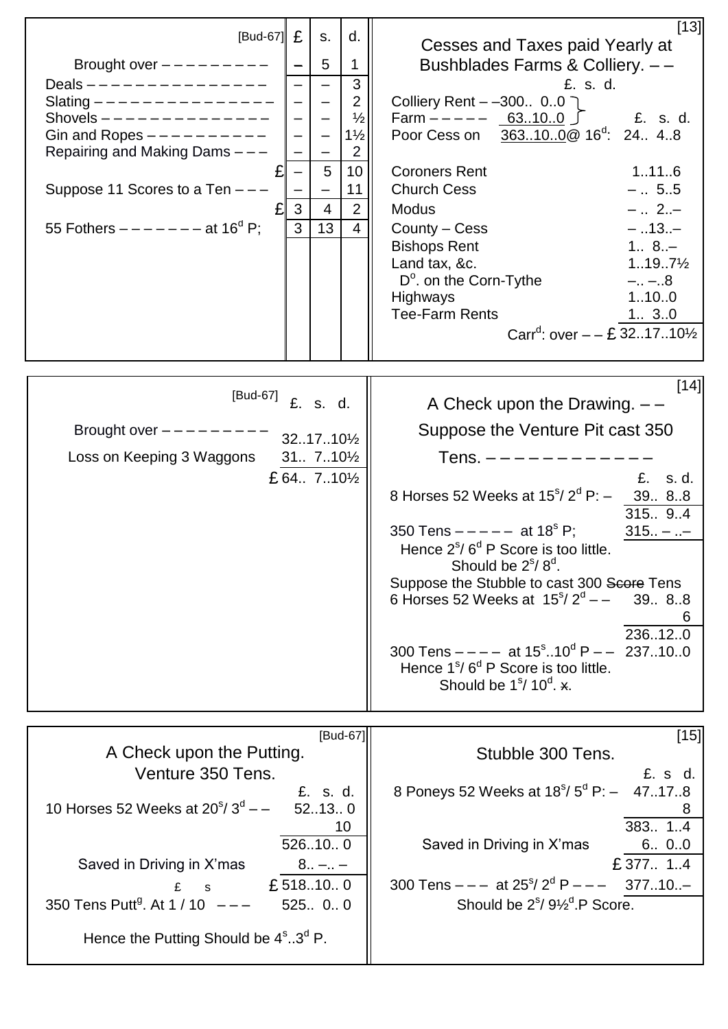[Bud-67]

| | £ | s. | d. |
|---|---|---|---|
| Brought over – – – – – – – – – | – | 5 | 1 |
| Deals – – – – – – – – – – – – – – – | – | – | 3 |
| Slating – – – – – – – – – – – – – – – | – | – | 2 |
| Shovels – – – – – – – – – – – – – – – | – | – | ½ |
| Gin and Ropes – – – – – – – – – – – | – | – | 1½ |
| Repairing and Making Dams – – – | – | – | 2 |
| £ | – | 5 | 10 |
| Suppose 11 Scores to a Ten – – – | – | – | 11 |
| £ | 3 | 4 | 2 |
| 55 Fothers – – – – – – – – at 16^d P; | 3 | 13 | 4 |

[13]

## Cesses and Taxes paid Yearly at Bushblades Farms & Colliery. – –

| | £. s. d. | £. s. d. |
|---|---|---|
| Colliery Rent – – | 300.. 0..0 | |
| Farm – – – – – | 63..10..0 | |
| Poor Cess on | 363..10..0 @ 16^d: | 24.. 4..8 |
| Coroners Rent | | 1..11..6 |
| Church Cess | | – .. 5..5 |
| Modus | | – .. 2..– |
| County – Cess | | – ..13..– |
| Bishops Rent | | 1.. 8..– |
| Land tax, &c. | | 1..19..7½ |
| D^o. on the Corn-Tythe | | –.. –..8 |
| Highways | | 1..10..0 |
| Tee-Farm Rents | | 1.. 3..0 |
| Carr^d: over – – | | £ 32..17..10½ |

[Bud-67]

| | £. s. d. |
|---|---|
| Brought over – – – – – – – – – | 32..17..10½ |
| Loss on Keeping 3 Waggons | 31.. 7..10½ |
| | £ 64.. 7..10½ |

[14]

## A Check upon the Drawing. – –

Suppose the Venture Pit cast 350 Tens. – – – – – – – – – – – – –

| | £. s. d. |
|---|---|
| 8 Horses 52 Weeks at 15^s/ 2^d P: – | 39.. 8..8 |
| | 315.. 9..4 |
| 350 Tens – – – – – at 18^s P; | 315.. – ..– |

Hence 2^s/ 6^d P Score is too little. Should be 2^s/ 8^d.

Suppose the Stubble to cast 300 ~~Score~~ Tens

| | |
|---|---|
| 6 Horses 52 Weeks at 15^s/ 2^d – – | 39.. 8..8 |
| | 6 |
| | 236..12..0 |
| 300 Tens – – – – at 15^s..10^d P – – | 237..10..0 |

Hence 1^s/ 6^d P Score is too little. Should be 1^s/ 10^d. ~~x~~.

[Bud-67]

## A Check upon the Putting.

Venture 350 Tens.

| | £. s. d. |
|---|---|
| 10 Horses 52 Weeks at 20^s/ 3^d – – | 52..13.. 0 |
| | 10 |
| | 526..10.. 0 |
| Saved in Driving in X'mas | 8.. –.. – |
| | £ 518..10.. 0 |
| 350 Tens Putt^g. At 1 / 10 (£ s) – – – | 525.. 0.. 0 |

Hence the Putting Should be 4^s..3^d P.

[15]

## Stubble 300 Tens.

| | £. s d. |
|---|---|
| 8 Poneys 52 Weeks at 18^s/ 5^d P: – | 47..17..8 |
| | 8 |
| | 383.. 1..4 |
| Saved in Driving in X'mas | 6.. 0..0 |
| | £ 377.. 1..4 |
| 300 Tens – – – at 25^s/ 2^d P – – – | 377..10..– |

Should be 2^s/ 9½^d.P Score.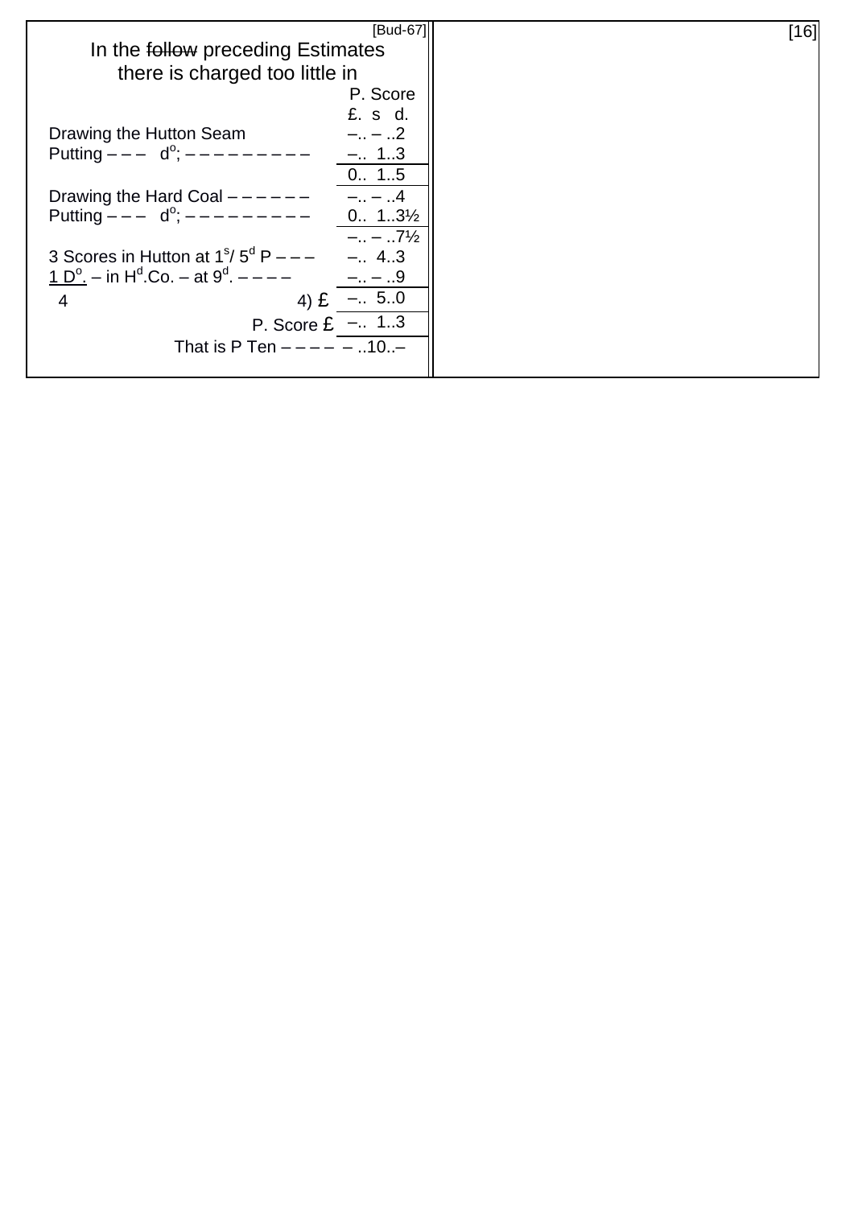[Bud-67]

In the ~~follow~~ preceding Estimates there is charged too little in

| | P. Score £. s d. |
|---|---|
| Drawing the Hutton Seam | –.. – ..2 |
| Putting – – – d$^{o}$; – – – – – – – – – – | –.. 1..3 |
| | 0.. 1..5 |
| Drawing the Hard Coal – – – – – – | –.. – ..4 |
| Putting – – – d$^{o}$; – – – – – – – – – – | 0.. 1..3½ |
| | –.. – ..7½ |
| 3 Scores in Hutton at 1$^{s}$/ 5$^{d}$ P – – – | –.. 4..3 |
| 1 D$^{o}$. – in H$^{d}$.Co. – at 9$^{d}$. – – – – | –.. – ..9 |
| 4 &nbsp;&nbsp;&nbsp;&nbsp;&nbsp; 4) £ | –.. 5..0 |
| P. Score £ | –.. 1..3 |
| That is P Ten – – – – | – ..10..– |

[16]